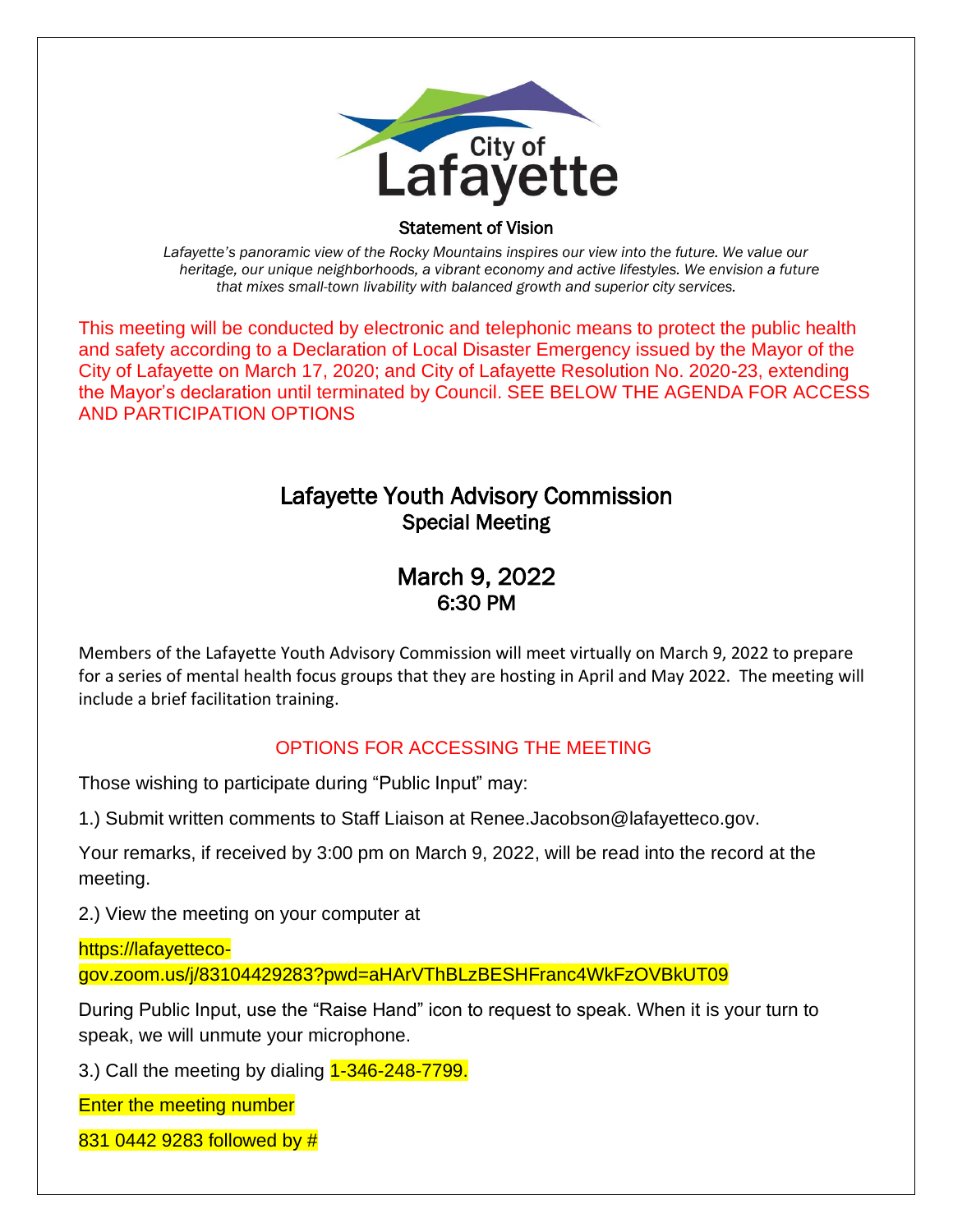City of Lafayette

### Statement of Vision

*Lafayette's panoramic view of the Rocky Mountains inspires our view into the future. We value our heritage, our unique neighborhoods, a vibrant economy and active lifestyles. We envision a future that mixes small-town livability with balanced growth and superior city services.*

This meeting will be conducted by electronic and telephonic means to protect the public health and safety according to a Declaration of Local Disaster Emergency issued by the Mayor of the City of Lafayette on March 17, 2020; and City of Lafayette Resolution No. 2020-23, extending the Mayor's declaration until terminated by Council. SEE BELOW THE AGENDA FOR ACCESS AND PARTICIPATION OPTIONS

# Lafayette Youth Advisory Commission
## Special Meeting

## March 9, 2022
## 6:30 PM

Members of the Lafayette Youth Advisory Commission will meet virtually on March 9, 2022 to prepare for a series of mental health focus groups that they are hosting in April and May 2022. The meeting will include a brief facilitation training.

### OPTIONS FOR ACCESSING THE MEETING

Those wishing to participate during "Public Input" may:

1.) Submit written comments to Staff Liaison at Renee.Jacobson@lafayetteco.gov.

Your remarks, if received by 3:00 pm on March 9, 2022, will be read into the record at the meeting.

2.) View the meeting on your computer at

https://lafayetteco-gov.zoom.us/j/83104429283?pwd=aHArVThBLzBESHFranc4WkFzOVBkUT09

During Public Input, use the "Raise Hand" icon to request to speak. When it is your turn to speak, we will unmute your microphone.

3.) Call the meeting by dialing 1-346-248-7799.

Enter the meeting number

831 0442 9283 followed by #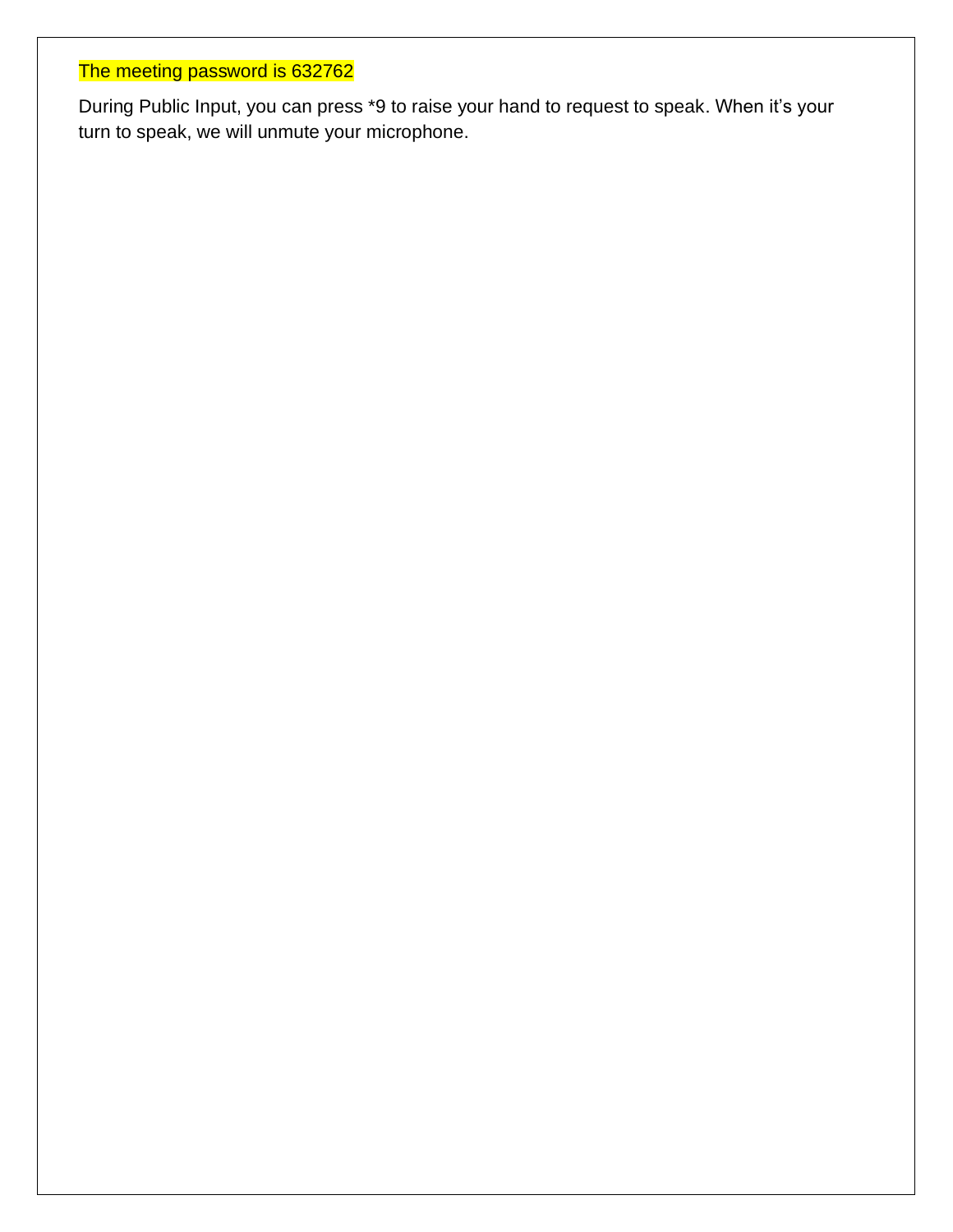The meeting password is 632762

During Public Input, you can press *9 to raise your hand to request to speak. When it's your turn to speak, we will unmute your microphone.